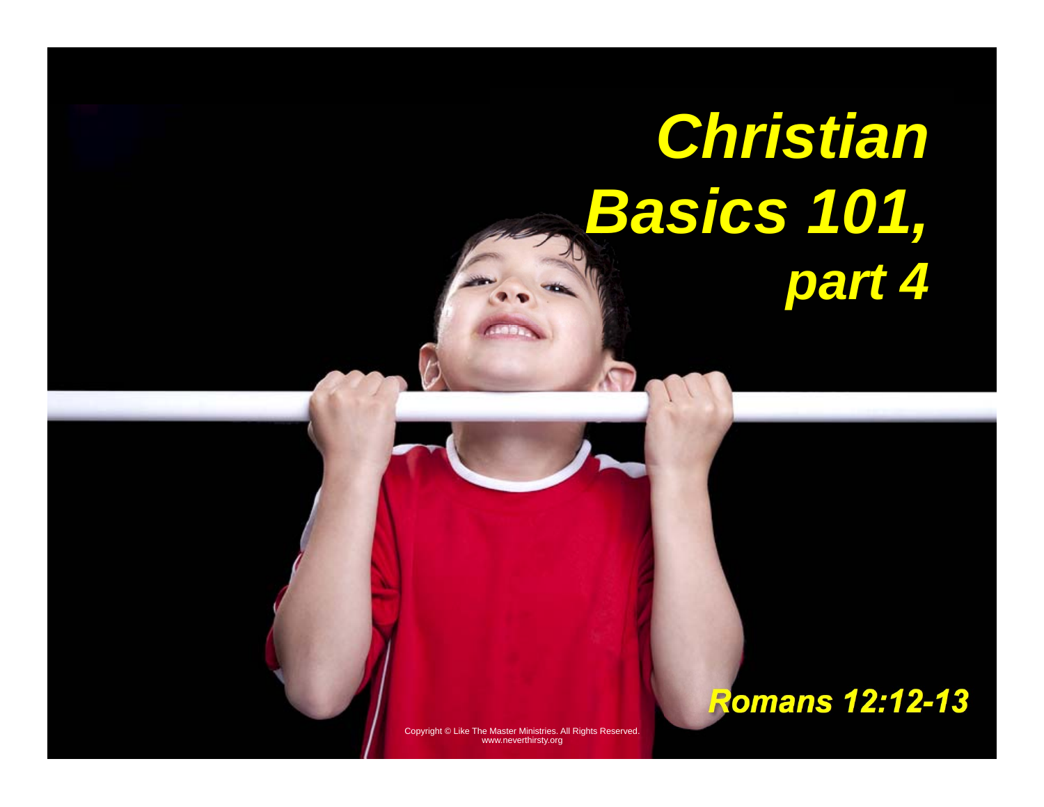# *Christian Basics 101, part 4*

***Romans 12:12-13***

Copyright © Like The Master Ministries. All Rights Reserved.
www.neverthirsty.org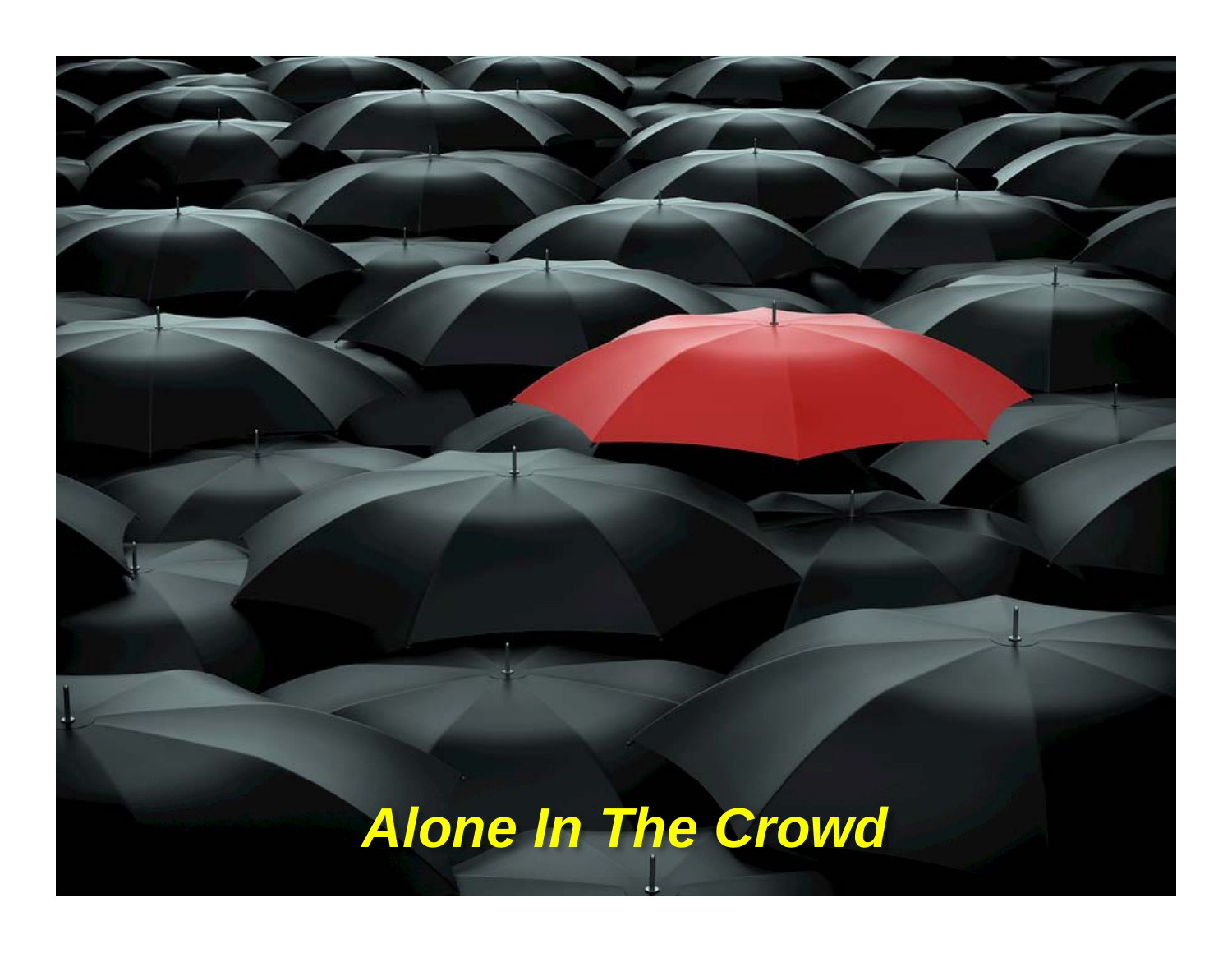*Alone In The Crowd*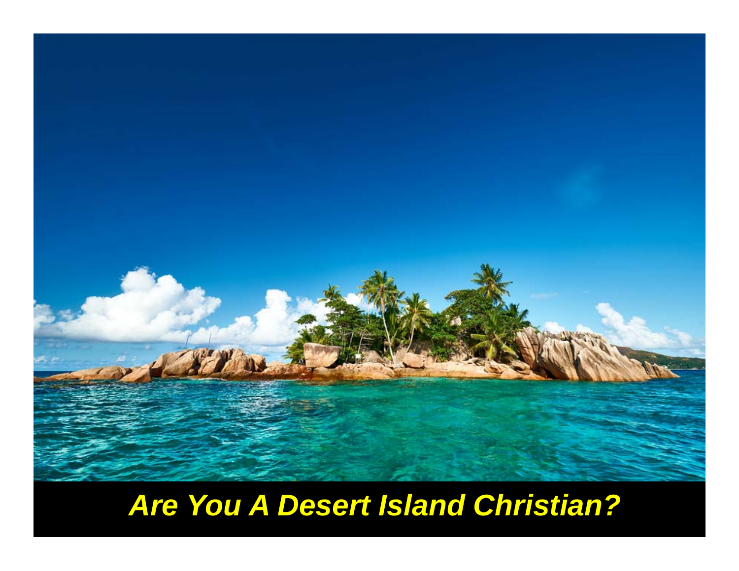***Are You A Desert Island Christian?***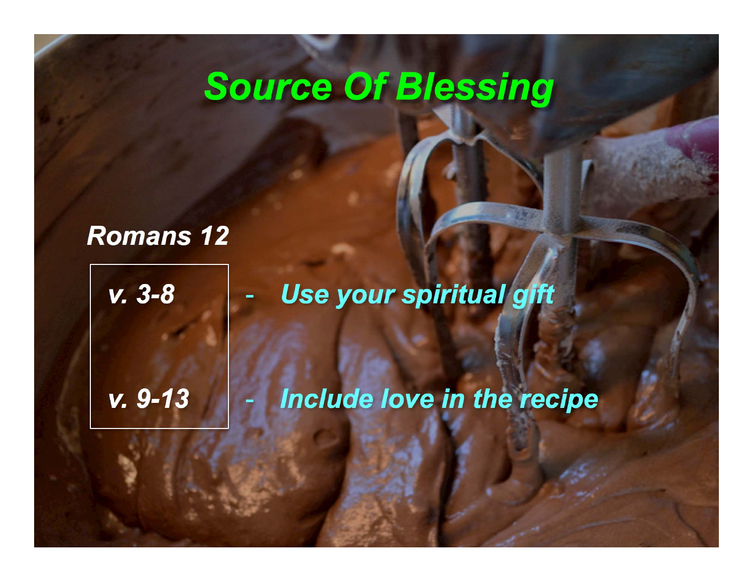# Source Of Blessing

***Romans 12***

- *v. 3-8* - *Use your spiritual gift*
- *v. 9-13* - *Include love in the recipe*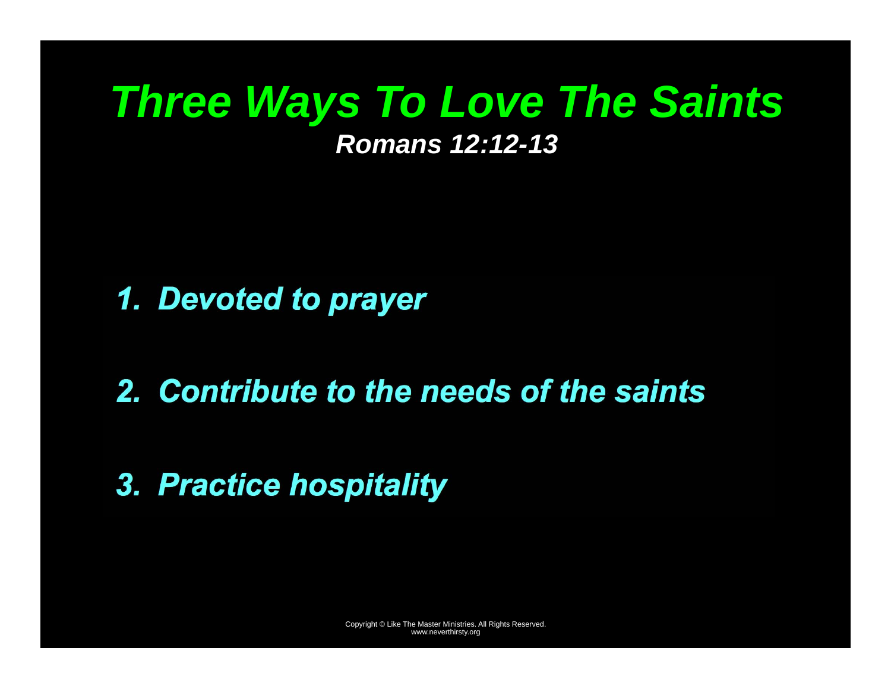# *Three Ways To Love The Saints*

***Romans 12:12-13***

1. ***Devoted to prayer***

2. ***Contribute to the needs of the saints***

3. ***Practice hospitality***

Copyright © Like The Master Ministries. All Rights Reserved.
www.neverthirsty.org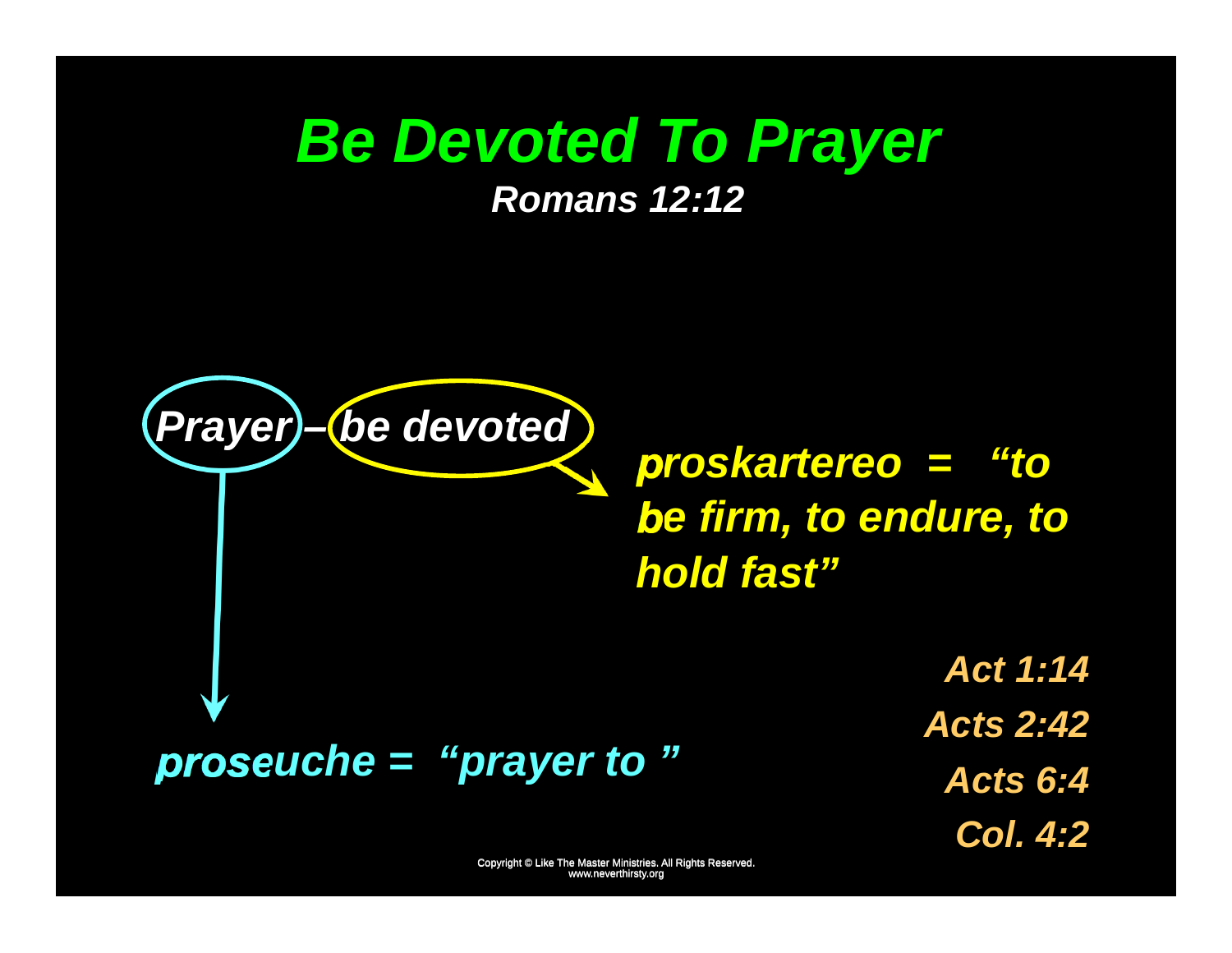# *Be Devoted To Prayer*

***Romans 12:12***

***Prayer – be devoted***

***proskartereo = "to be firm, to endure, to hold fast"***

***proseuche = "prayer to "***

***Act 1:14***

***Acts 2:42***

***Acts 6:4***

***Col. 4:2***

Copyright © Like The Master Ministries. All Rights Reserved.
www.neverthirsty.org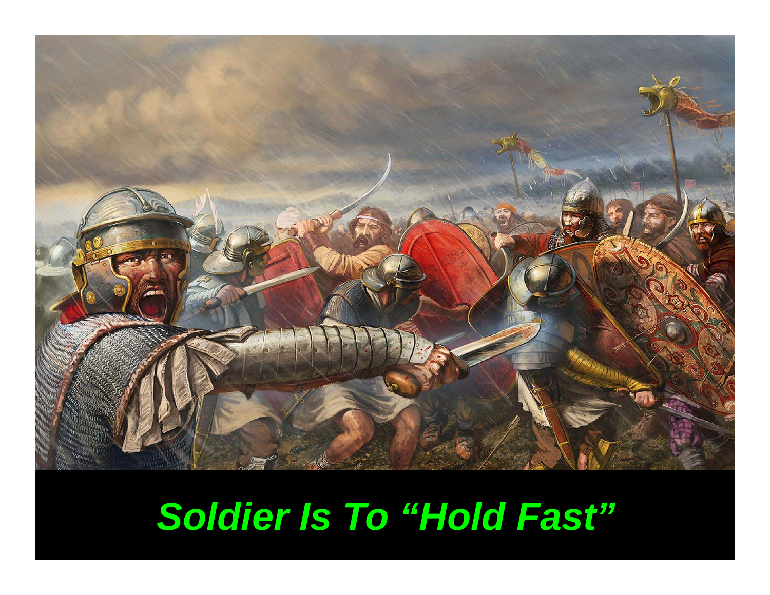***Soldier Is To "Hold Fast"***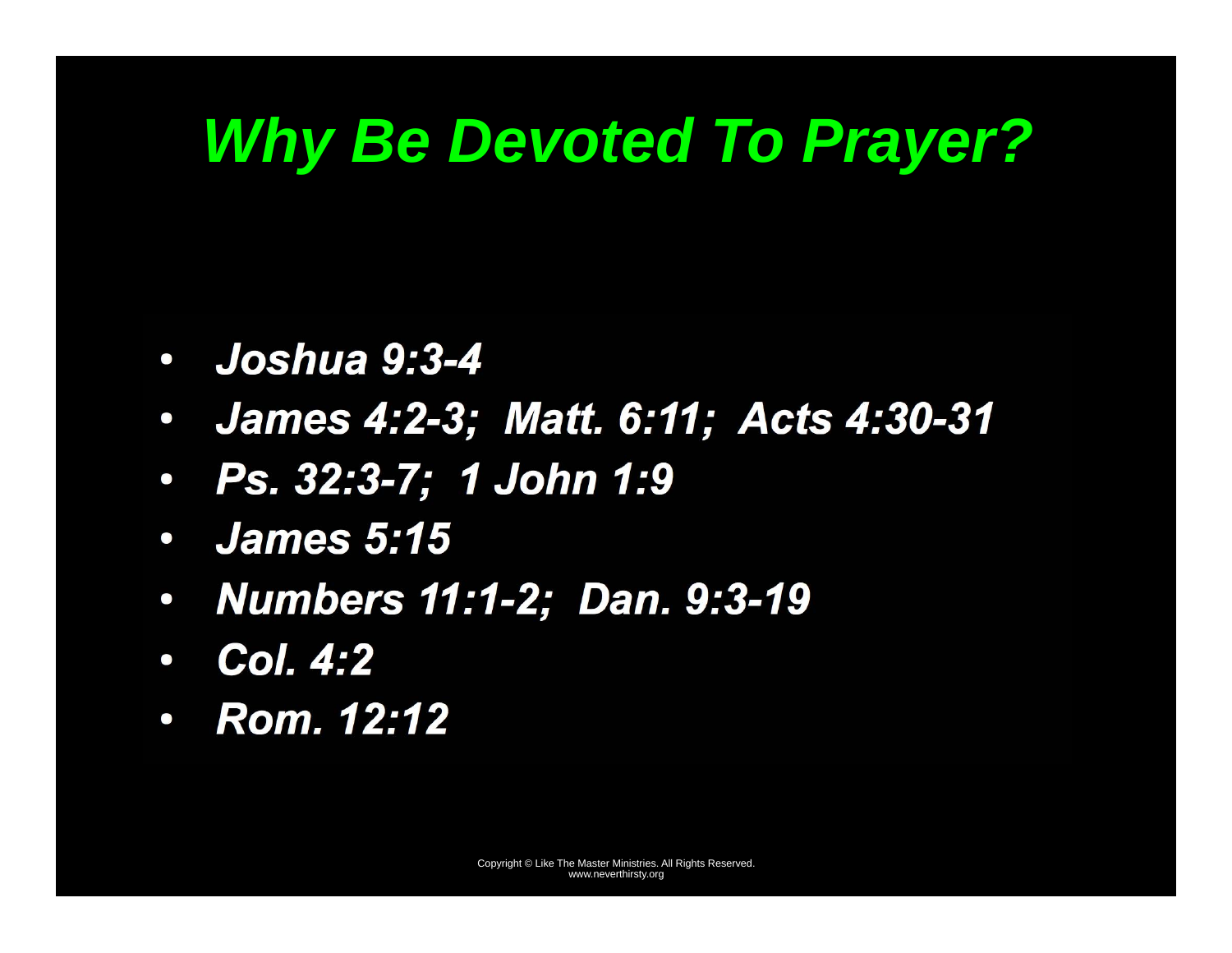# *Why Be Devoted To Prayer?*

- ***Joshua 9:3-4***
- ***James 4:2-3; Matt. 6:11; Acts 4:30-31***
- ***Ps. 32:3-7; 1 John 1:9***
- ***James 5:15***
- ***Numbers 11:1-2; Dan. 9:3-19***
- ***Col. 4:2***
- ***Rom. 12:12***

Copyright © Like The Master Ministries. All Rights Reserved.
www.neverthirsty.org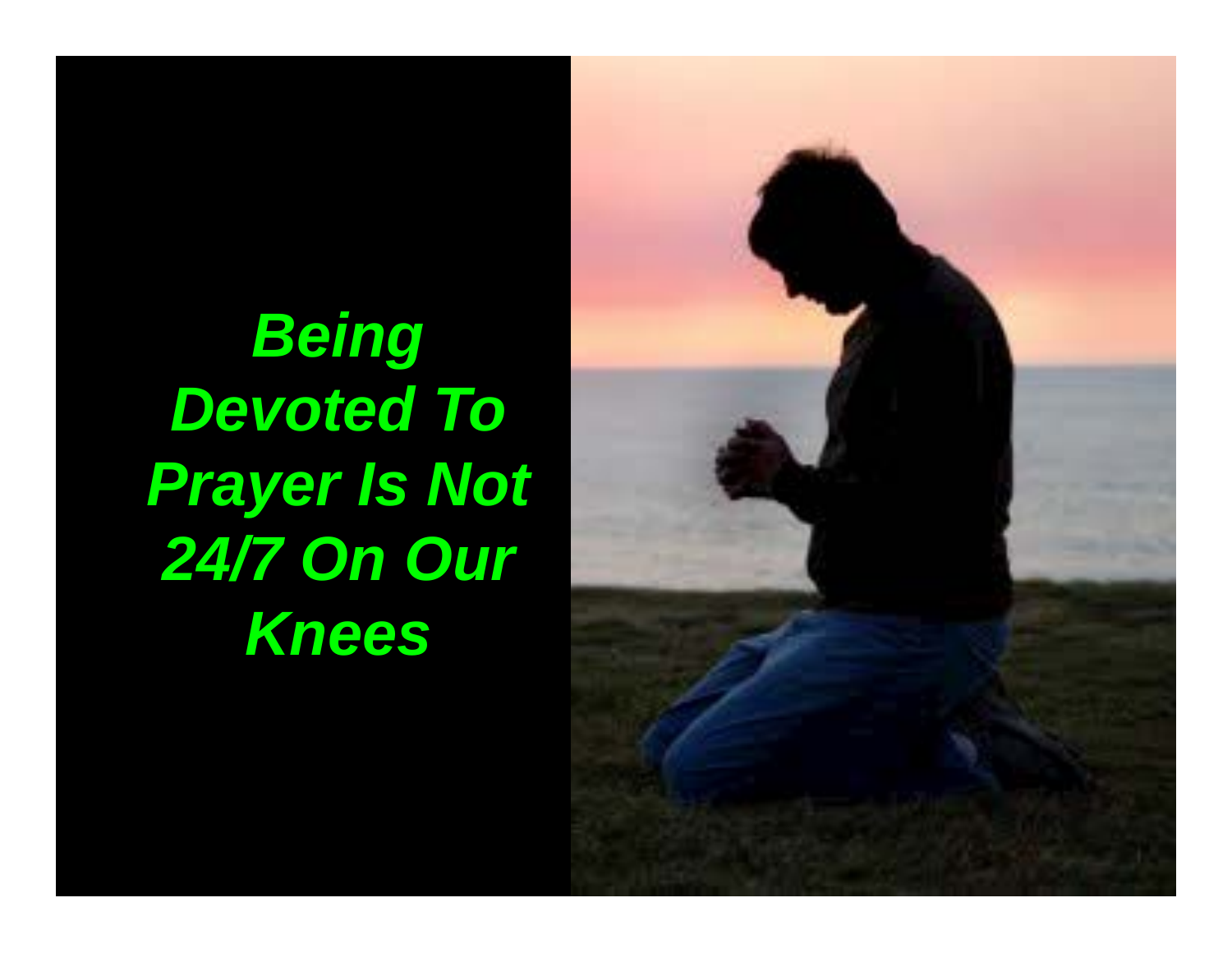***Being Devoted To Prayer Is Not 24/7 On Our Knees***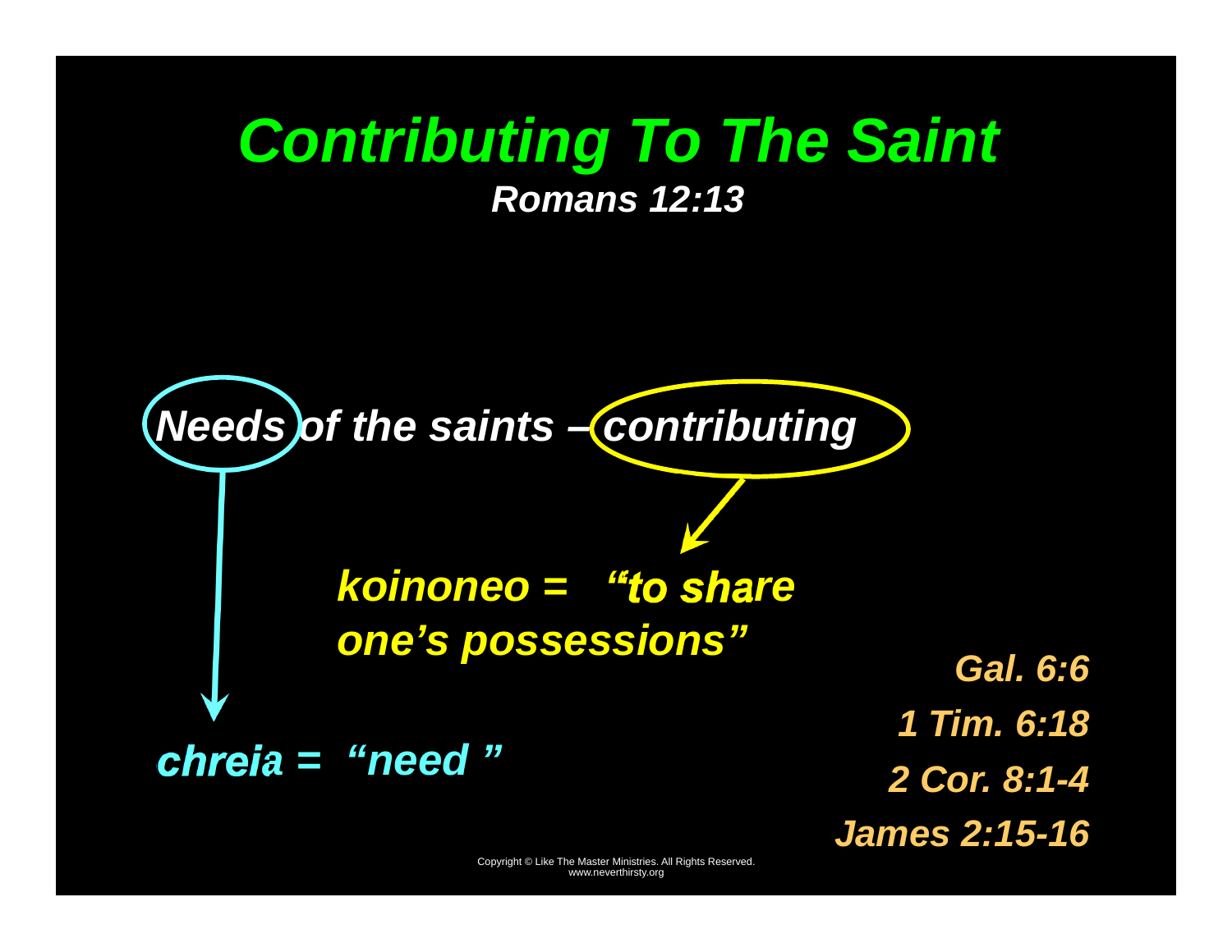# *Contributing To The Saint*

***Romans 12:13***

***Needs of the saints – contributing***

***koinoneo = "to share one's possessions"***

***chreia = "need "***

***Gal. 6:6***

***1 Tim. 6:18***

***2 Cor. 8:1-4***

***James 2:15-16***

Copyright © Like The Master Ministries. All Rights Reserved.
www.neverthirsty.org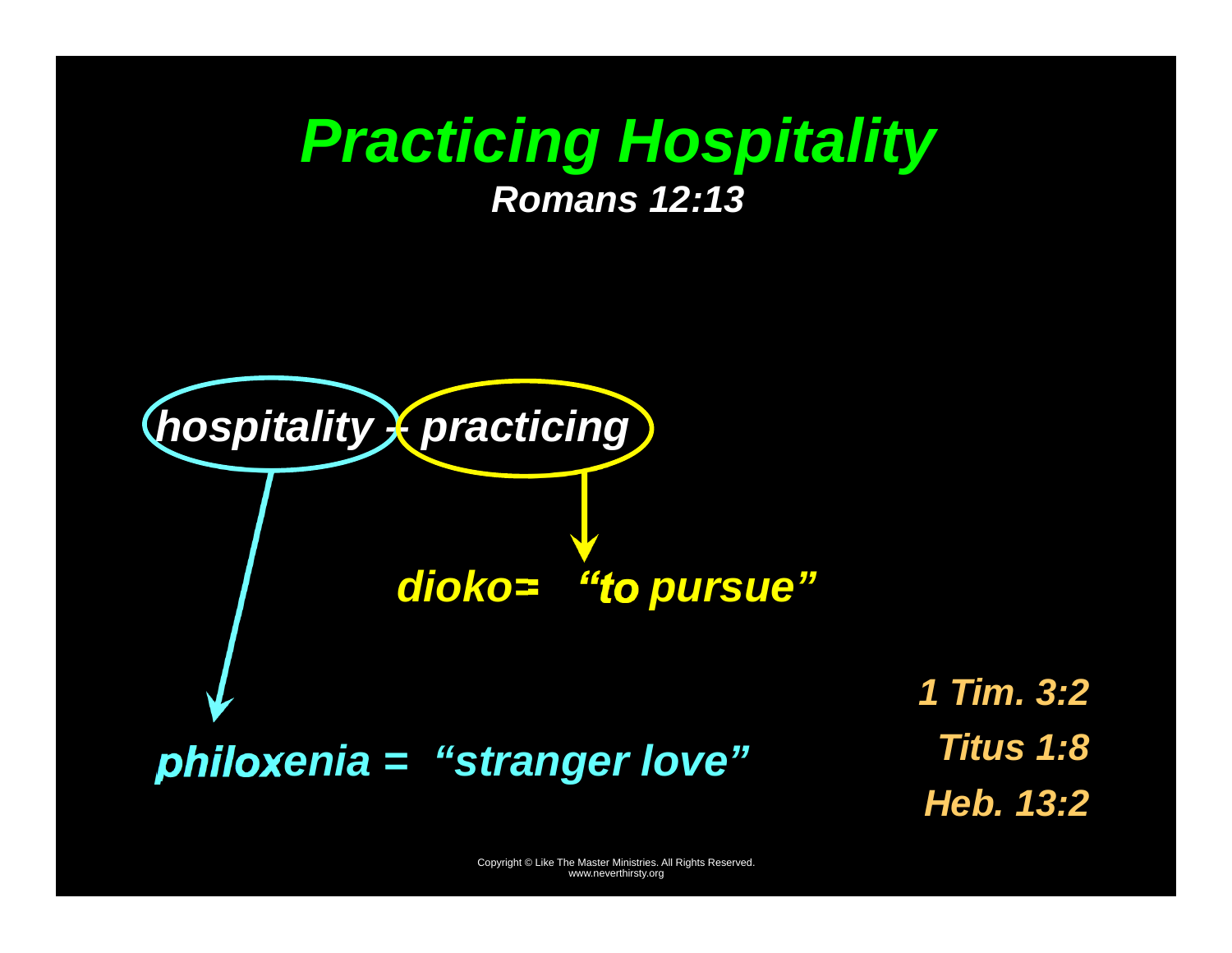# *Practicing Hospitality*

***Romans 12:13***

***hospitality - practicing***

***dioko= "to pursue"***

***philoxenia = "stranger love"***

***1 Tim. 3:2***

***Titus 1:8***

***Heb. 13:2***

Copyright © Like The Master Ministries. All Rights Reserved.
www.neverthirsty.org